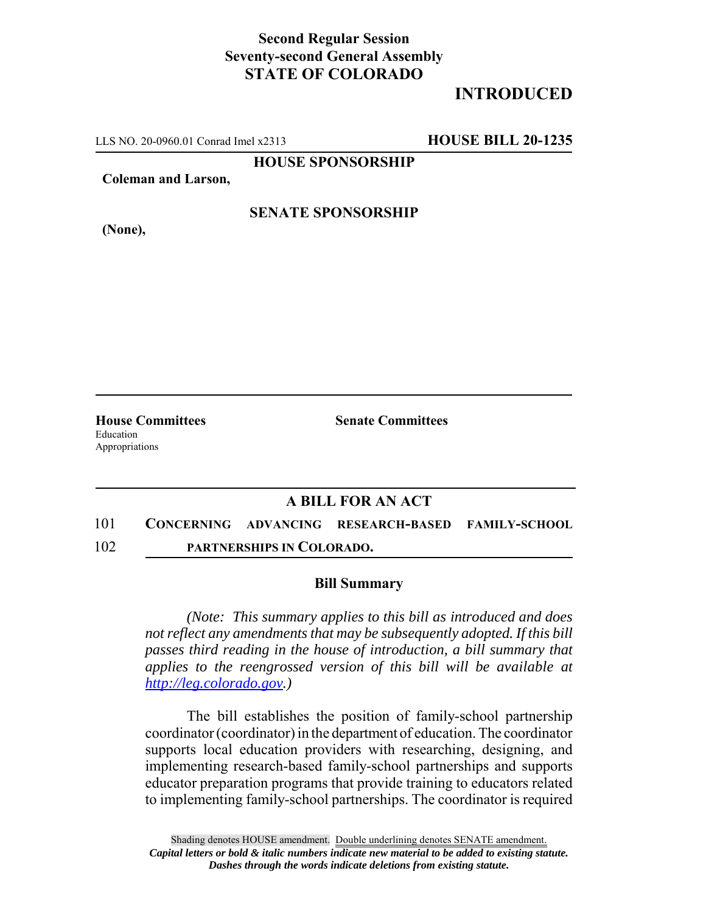**Second Regular Session**
**Seventy-second General Assembly**
**STATE OF COLORADO**

# INTRODUCED

LLS NO. 20-0960.01 Conrad Imel x2313 **HOUSE BILL 20-1235**

**HOUSE SPONSORSHIP**

**Coleman and Larson,**

**SENATE SPONSORSHIP**

**(None),**

**House Committees**
Education
Appropriations

**Senate Committees**

## A BILL FOR AN ACT

101 **CONCERNING ADVANCING RESEARCH-BASED FAMILY-SCHOOL**
102 **PARTNERSHIPS IN COLORADO.**

### Bill Summary

*(Note: This summary applies to this bill as introduced and does not reflect any amendments that may be subsequently adopted. If this bill passes third reading in the house of introduction, a bill summary that applies to the reengrossed version of this bill will be available at http://leg.colorado.gov.)*

The bill establishes the position of family-school partnership coordinator (coordinator) in the department of education. The coordinator supports local education providers with researching, designing, and implementing research-based family-school partnerships and supports educator preparation programs that provide training to educators related to implementing family-school partnerships. The coordinator is required

Shading denotes HOUSE amendment. Double underlining denotes SENATE amendment.
*Capital letters or bold & italic numbers indicate new material to be added to existing statute.*
*Dashes through the words indicate deletions from existing statute.*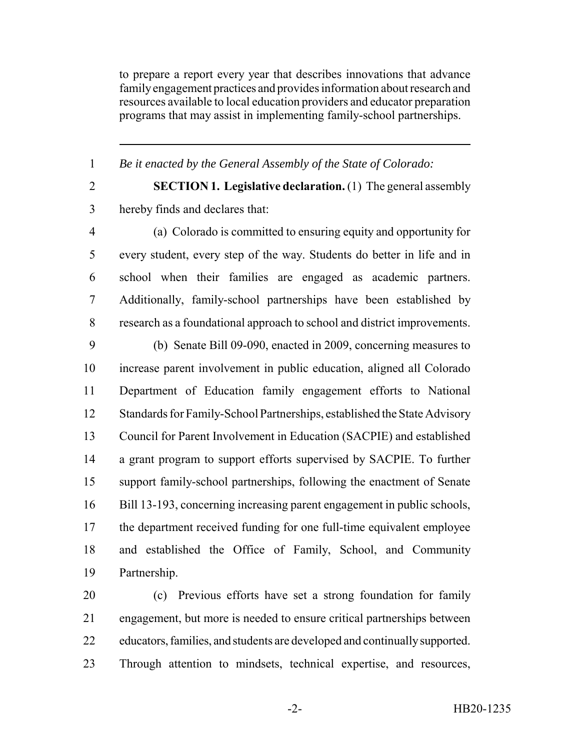to prepare a report every year that describes innovations that advance family engagement practices and provides information about research and resources available to local education providers and educator preparation programs that may assist in implementing family-school partnerships.

---

*Be it enacted by the General Assembly of the State of Colorado:*

**SECTION 1. Legislative declaration.** (1) The general assembly hereby finds and declares that:

(a) Colorado is committed to ensuring equity and opportunity for every student, every step of the way. Students do better in life and in school when their families are engaged as academic partners. Additionally, family-school partnerships have been established by research as a foundational approach to school and district improvements.

(b) Senate Bill 09-090, enacted in 2009, concerning measures to increase parent involvement in public education, aligned all Colorado Department of Education family engagement efforts to National Standards for Family-School Partnerships, established the State Advisory Council for Parent Involvement in Education (SACPIE) and established a grant program to support efforts supervised by SACPIE. To further support family-school partnerships, following the enactment of Senate Bill 13-193, concerning increasing parent engagement in public schools, the department received funding for one full-time equivalent employee and established the Office of Family, School, and Community Partnership.

(c) Previous efforts have set a strong foundation for family engagement, but more is needed to ensure critical partnerships between educators, families, and students are developed and continually supported. Through attention to mindsets, technical expertise, and resources,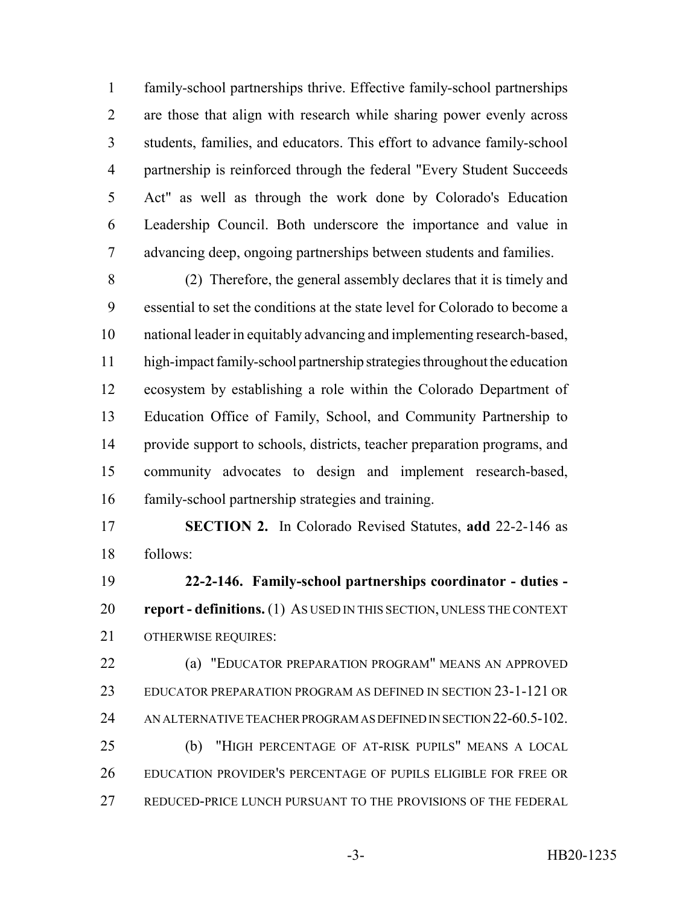family-school partnerships thrive. Effective family-school partnerships are those that align with research while sharing power evenly across students, families, and educators. This effort to advance family-school partnership is reinforced through the federal "Every Student Succeeds Act" as well as through the work done by Colorado's Education Leadership Council. Both underscore the importance and value in advancing deep, ongoing partnerships between students and families.

(2) Therefore, the general assembly declares that it is timely and essential to set the conditions at the state level for Colorado to become a national leader in equitably advancing and implementing research-based, high-impact family-school partnership strategies throughout the education ecosystem by establishing a role within the Colorado Department of Education Office of Family, School, and Community Partnership to provide support to schools, districts, teacher preparation programs, and community advocates to design and implement research-based, family-school partnership strategies and training.

**SECTION 2.** In Colorado Revised Statutes, **add** 22-2-146 as follows:

**22-2-146. Family-school partnerships coordinator - duties - report - definitions.** (1) AS USED IN THIS SECTION, UNLESS THE CONTEXT OTHERWISE REQUIRES:

(a) "EDUCATOR PREPARATION PROGRAM" MEANS AN APPROVED EDUCATOR PREPARATION PROGRAM AS DEFINED IN SECTION 23-1-121 OR AN ALTERNATIVE TEACHER PROGRAM AS DEFINED IN SECTION 22-60.5-102.

(b) "HIGH PERCENTAGE OF AT-RISK PUPILS" MEANS A LOCAL EDUCATION PROVIDER'S PERCENTAGE OF PUPILS ELIGIBLE FOR FREE OR REDUCED-PRICE LUNCH PURSUANT TO THE PROVISIONS OF THE FEDERAL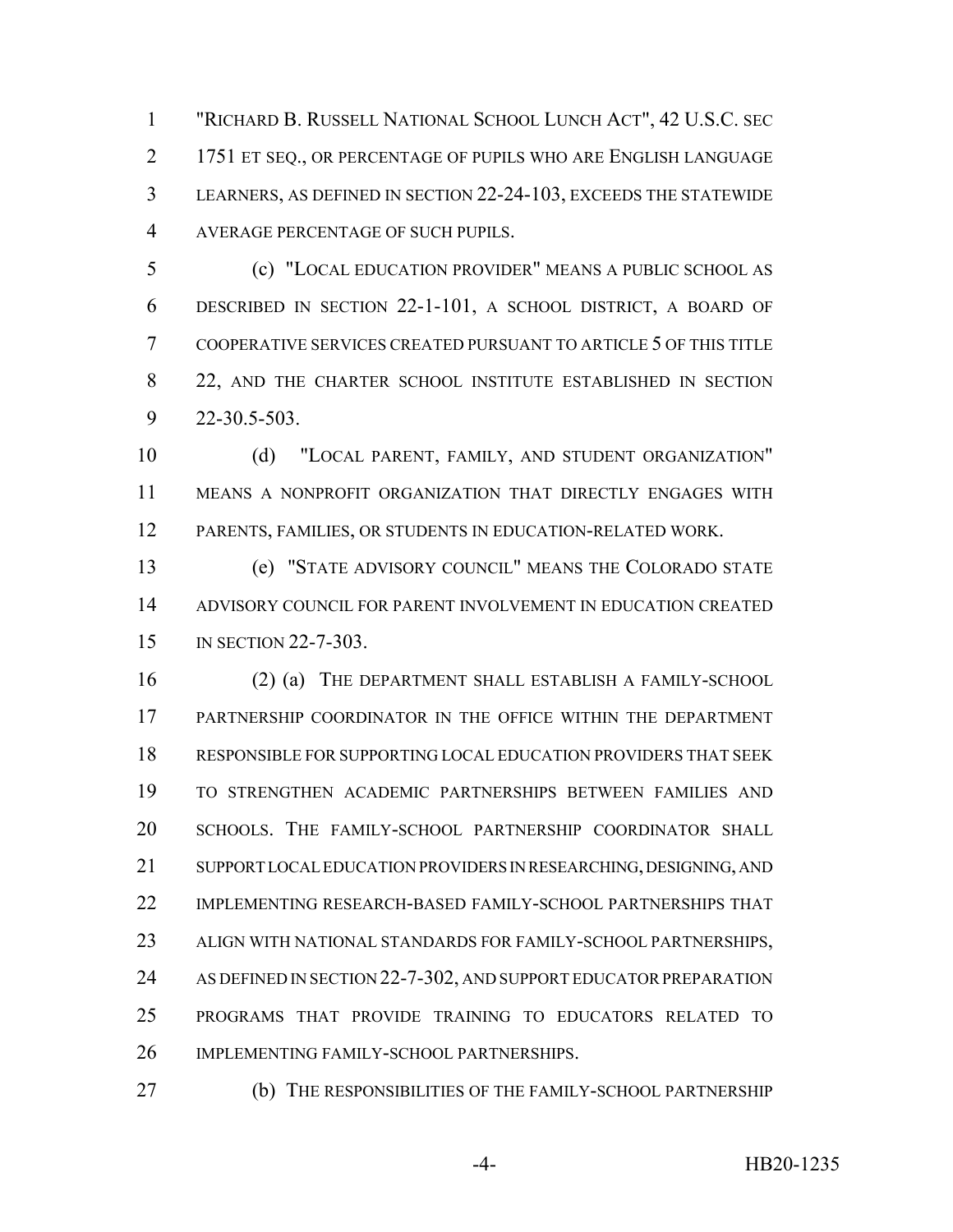"RICHARD B. RUSSELL NATIONAL SCHOOL LUNCH ACT", 42 U.S.C. SEC 1751 ET SEQ., OR PERCENTAGE OF PUPILS WHO ARE ENGLISH LANGUAGE LEARNERS, AS DEFINED IN SECTION 22-24-103, EXCEEDS THE STATEWIDE AVERAGE PERCENTAGE OF SUCH PUPILS.

(c) "LOCAL EDUCATION PROVIDER" MEANS A PUBLIC SCHOOL AS DESCRIBED IN SECTION 22-1-101, A SCHOOL DISTRICT, A BOARD OF COOPERATIVE SERVICES CREATED PURSUANT TO ARTICLE 5 OF THIS TITLE 22, AND THE CHARTER SCHOOL INSTITUTE ESTABLISHED IN SECTION 22-30.5-503.

(d) "LOCAL PARENT, FAMILY, AND STUDENT ORGANIZATION" MEANS A NONPROFIT ORGANIZATION THAT DIRECTLY ENGAGES WITH PARENTS, FAMILIES, OR STUDENTS IN EDUCATION-RELATED WORK.

(e) "STATE ADVISORY COUNCIL" MEANS THE COLORADO STATE ADVISORY COUNCIL FOR PARENT INVOLVEMENT IN EDUCATION CREATED IN SECTION 22-7-303.

(2) (a) THE DEPARTMENT SHALL ESTABLISH A FAMILY-SCHOOL PARTNERSHIP COORDINATOR IN THE OFFICE WITHIN THE DEPARTMENT RESPONSIBLE FOR SUPPORTING LOCAL EDUCATION PROVIDERS THAT SEEK TO STRENGTHEN ACADEMIC PARTNERSHIPS BETWEEN FAMILIES AND SCHOOLS. THE FAMILY-SCHOOL PARTNERSHIP COORDINATOR SHALL SUPPORT LOCAL EDUCATION PROVIDERS IN RESEARCHING, DESIGNING, AND IMPLEMENTING RESEARCH-BASED FAMILY-SCHOOL PARTNERSHIPS THAT ALIGN WITH NATIONAL STANDARDS FOR FAMILY-SCHOOL PARTNERSHIPS, AS DEFINED IN SECTION 22-7-302, AND SUPPORT EDUCATOR PREPARATION PROGRAMS THAT PROVIDE TRAINING TO EDUCATORS RELATED TO IMPLEMENTING FAMILY-SCHOOL PARTNERSHIPS.

(b) THE RESPONSIBILITIES OF THE FAMILY-SCHOOL PARTNERSHIP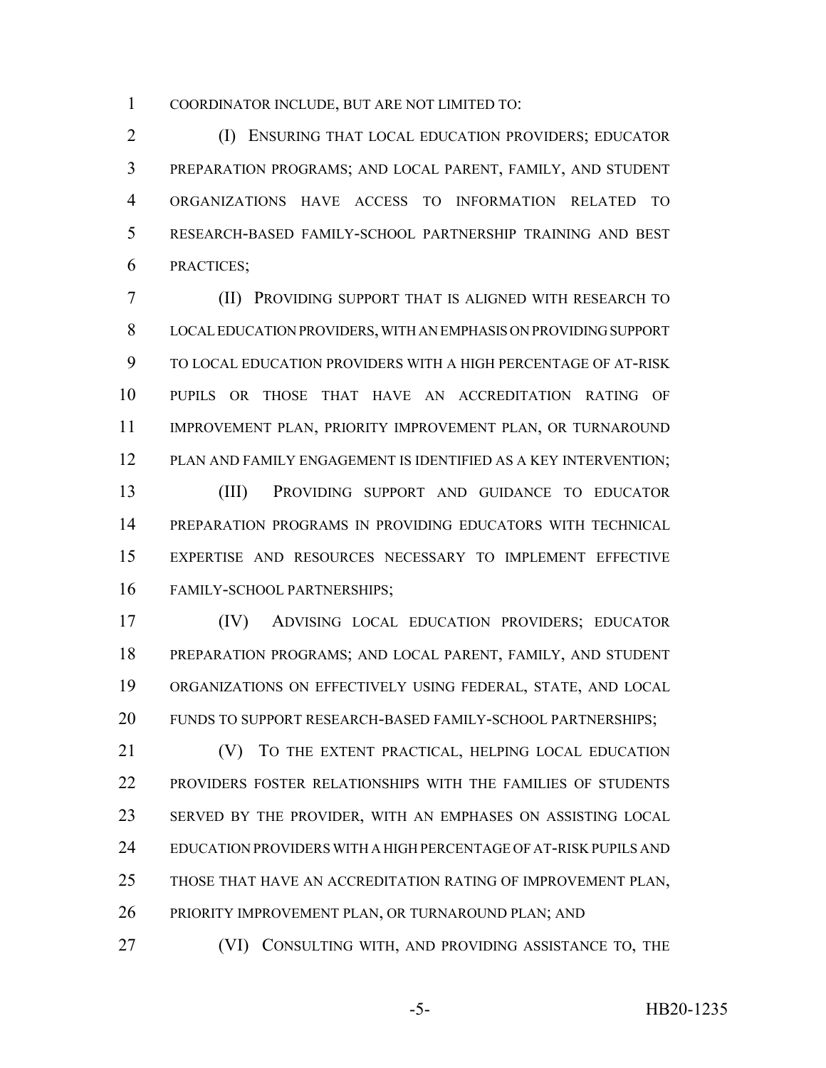COORDINATOR INCLUDE, BUT ARE NOT LIMITED TO:

(I) ENSURING THAT LOCAL EDUCATION PROVIDERS; EDUCATOR PREPARATION PROGRAMS; AND LOCAL PARENT, FAMILY, AND STUDENT ORGANIZATIONS HAVE ACCESS TO INFORMATION RELATED TO RESEARCH-BASED FAMILY-SCHOOL PARTNERSHIP TRAINING AND BEST PRACTICES;

(II) PROVIDING SUPPORT THAT IS ALIGNED WITH RESEARCH TO LOCAL EDUCATION PROVIDERS, WITH AN EMPHASIS ON PROVIDING SUPPORT TO LOCAL EDUCATION PROVIDERS WITH A HIGH PERCENTAGE OF AT-RISK PUPILS OR THOSE THAT HAVE AN ACCREDITATION RATING OF IMPROVEMENT PLAN, PRIORITY IMPROVEMENT PLAN, OR TURNAROUND PLAN AND FAMILY ENGAGEMENT IS IDENTIFIED AS A KEY INTERVENTION;

(III) PROVIDING SUPPORT AND GUIDANCE TO EDUCATOR PREPARATION PROGRAMS IN PROVIDING EDUCATORS WITH TECHNICAL EXPERTISE AND RESOURCES NECESSARY TO IMPLEMENT EFFECTIVE FAMILY-SCHOOL PARTNERSHIPS;

(IV) ADVISING LOCAL EDUCATION PROVIDERS; EDUCATOR PREPARATION PROGRAMS; AND LOCAL PARENT, FAMILY, AND STUDENT ORGANIZATIONS ON EFFECTIVELY USING FEDERAL, STATE, AND LOCAL FUNDS TO SUPPORT RESEARCH-BASED FAMILY-SCHOOL PARTNERSHIPS;

(V) TO THE EXTENT PRACTICAL, HELPING LOCAL EDUCATION PROVIDERS FOSTER RELATIONSHIPS WITH THE FAMILIES OF STUDENTS SERVED BY THE PROVIDER, WITH AN EMPHASES ON ASSISTING LOCAL EDUCATION PROVIDERS WITH A HIGH PERCENTAGE OF AT-RISK PUPILS AND THOSE THAT HAVE AN ACCREDITATION RATING OF IMPROVEMENT PLAN, PRIORITY IMPROVEMENT PLAN, OR TURNAROUND PLAN; AND

(VI) CONSULTING WITH, AND PROVIDING ASSISTANCE TO, THE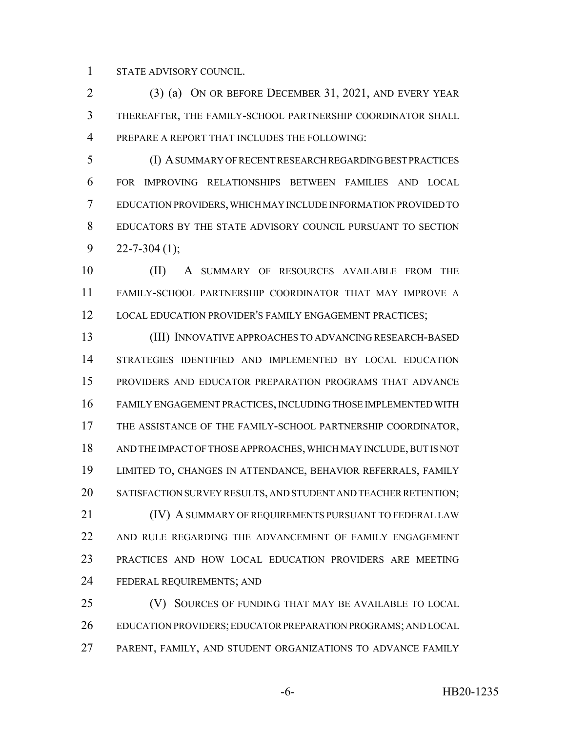STATE ADVISORY COUNCIL.

(3) (a) ON OR BEFORE DECEMBER 31, 2021, AND EVERY YEAR THEREAFTER, THE FAMILY-SCHOOL PARTNERSHIP COORDINATOR SHALL PREPARE A REPORT THAT INCLUDES THE FOLLOWING:

(I) A SUMMARY OF RECENT RESEARCH REGARDING BEST PRACTICES FOR IMPROVING RELATIONSHIPS BETWEEN FAMILIES AND LOCAL EDUCATION PROVIDERS, WHICH MAY INCLUDE INFORMATION PROVIDED TO EDUCATORS BY THE STATE ADVISORY COUNCIL PURSUANT TO SECTION 22-7-304 (1);

(II) A SUMMARY OF RESOURCES AVAILABLE FROM THE FAMILY-SCHOOL PARTNERSHIP COORDINATOR THAT MAY IMPROVE A LOCAL EDUCATION PROVIDER'S FAMILY ENGAGEMENT PRACTICES;

(III) INNOVATIVE APPROACHES TO ADVANCING RESEARCH-BASED STRATEGIES IDENTIFIED AND IMPLEMENTED BY LOCAL EDUCATION PROVIDERS AND EDUCATOR PREPARATION PROGRAMS THAT ADVANCE FAMILY ENGAGEMENT PRACTICES, INCLUDING THOSE IMPLEMENTED WITH THE ASSISTANCE OF THE FAMILY-SCHOOL PARTNERSHIP COORDINATOR, AND THE IMPACT OF THOSE APPROACHES, WHICH MAY INCLUDE, BUT IS NOT LIMITED TO, CHANGES IN ATTENDANCE, BEHAVIOR REFERRALS, FAMILY SATISFACTION SURVEY RESULTS, AND STUDENT AND TEACHER RETENTION;

(IV) A SUMMARY OF REQUIREMENTS PURSUANT TO FEDERAL LAW AND RULE REGARDING THE ADVANCEMENT OF FAMILY ENGAGEMENT PRACTICES AND HOW LOCAL EDUCATION PROVIDERS ARE MEETING FEDERAL REQUIREMENTS; AND

(V) SOURCES OF FUNDING THAT MAY BE AVAILABLE TO LOCAL EDUCATION PROVIDERS; EDUCATOR PREPARATION PROGRAMS; AND LOCAL PARENT, FAMILY, AND STUDENT ORGANIZATIONS TO ADVANCE FAMILY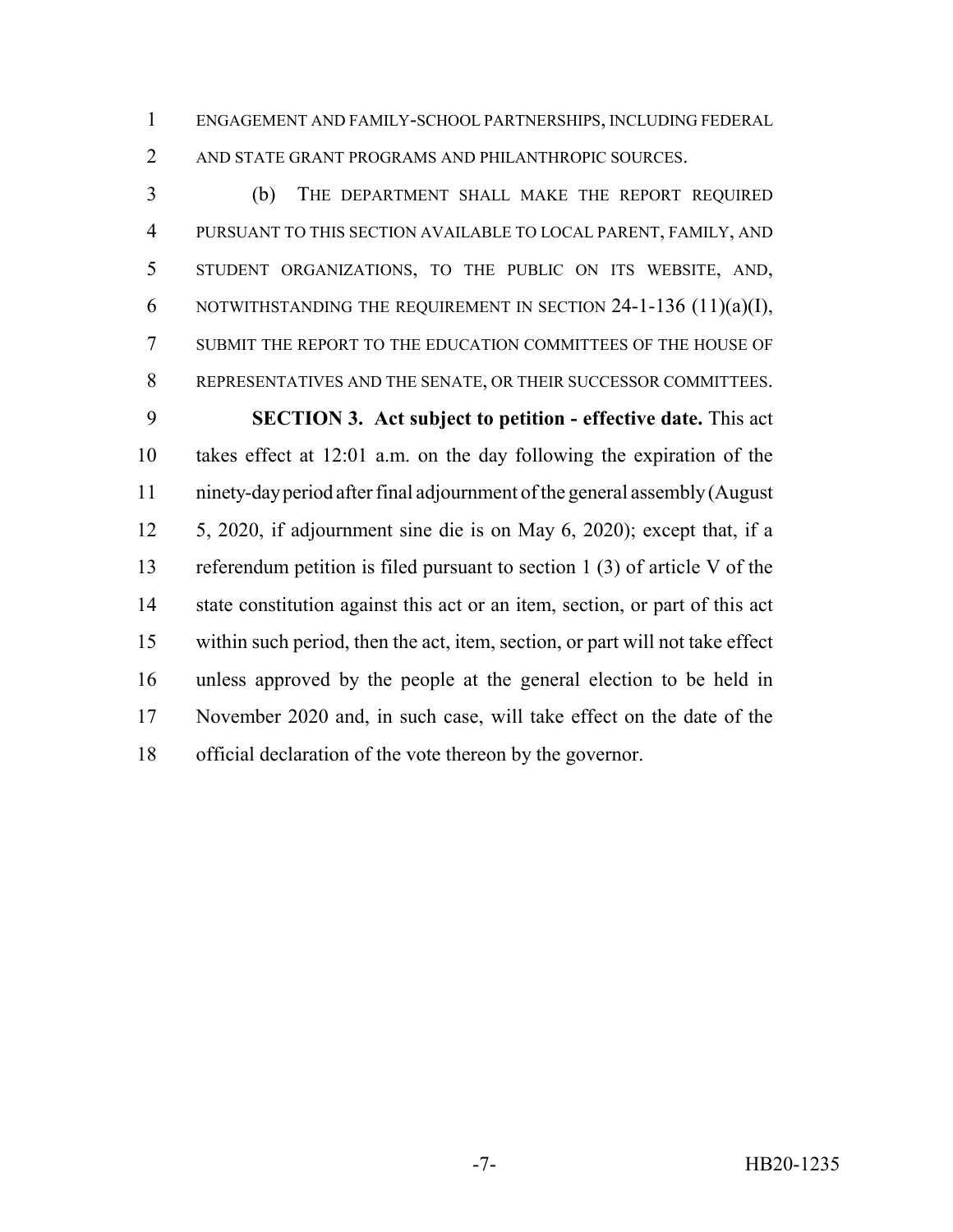ENGAGEMENT AND FAMILY-SCHOOL PARTNERSHIPS, INCLUDING FEDERAL AND STATE GRANT PROGRAMS AND PHILANTHROPIC SOURCES.

(b) THE DEPARTMENT SHALL MAKE THE REPORT REQUIRED PURSUANT TO THIS SECTION AVAILABLE TO LOCAL PARENT, FAMILY, AND STUDENT ORGANIZATIONS, TO THE PUBLIC ON ITS WEBSITE, AND, NOTWITHSTANDING THE REQUIREMENT IN SECTION 24-1-136 (11)(a)(I), SUBMIT THE REPORT TO THE EDUCATION COMMITTEES OF THE HOUSE OF REPRESENTATIVES AND THE SENATE, OR THEIR SUCCESSOR COMMITTEES.

**SECTION 3. Act subject to petition - effective date.** This act takes effect at 12:01 a.m. on the day following the expiration of the ninety-day period after final adjournment of the general assembly (August 5, 2020, if adjournment sine die is on May 6, 2020); except that, if a referendum petition is filed pursuant to section 1 (3) of article V of the state constitution against this act or an item, section, or part of this act within such period, then the act, item, section, or part will not take effect unless approved by the people at the general election to be held in November 2020 and, in such case, will take effect on the date of the official declaration of the vote thereon by the governor.